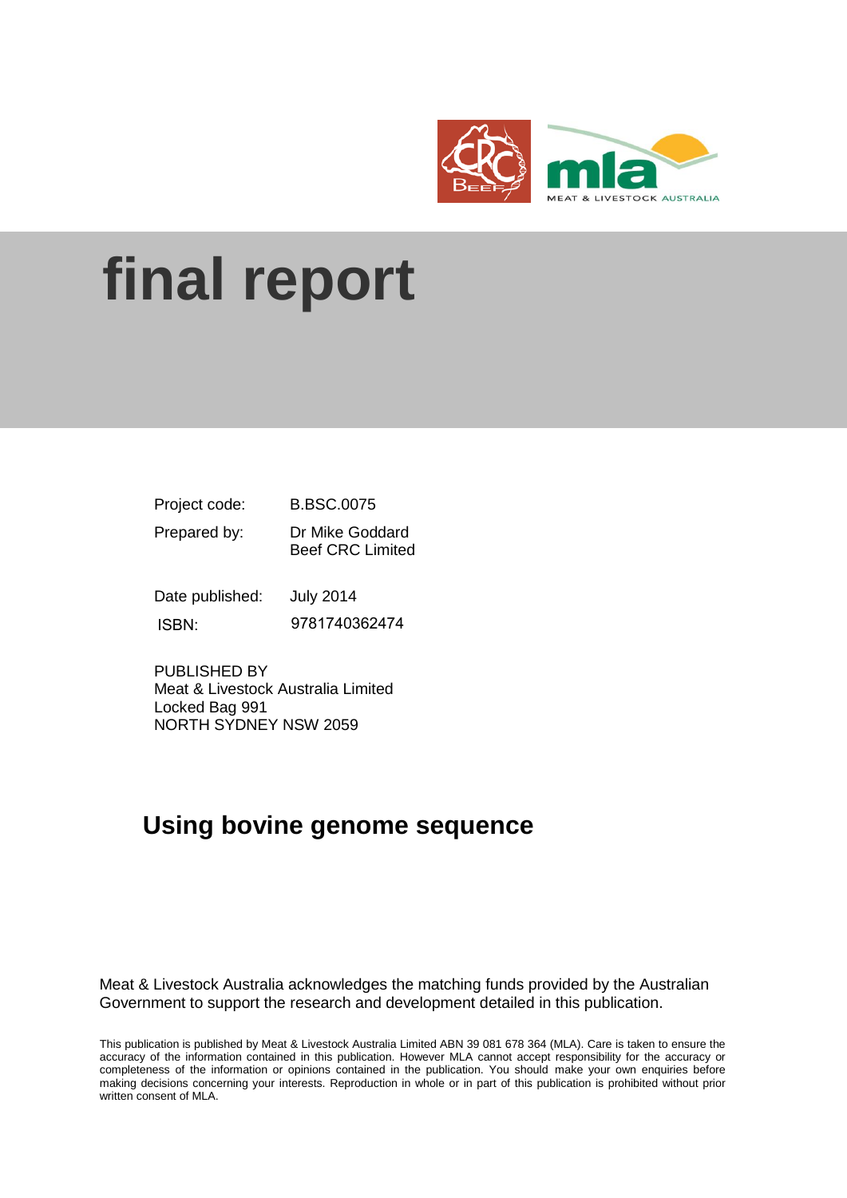# final report

| | |
|---|---|
| Project code: | B.BSC.0075 |
| Prepared by: | Dr Mike Goddard<br>Beef CRC Limited |
| Date published: | July 2014 |
| ISBN: | 9781740362474 |

PUBLISHED BY
Meat & Livestock Australia Limited
Locked Bag 991
NORTH SYDNEY NSW 2059

## Using bovine genome sequence

Meat & Livestock Australia acknowledges the matching funds provided by the Australian Government to support the research and development detailed in this publication.

This publication is published by Meat & Livestock Australia Limited ABN 39 081 678 364 (MLA). Care is taken to ensure the accuracy of the information contained in this publication. However MLA cannot accept responsibility for the accuracy or completeness of the information or opinions contained in the publication. You should make your own enquiries before making decisions concerning your interests. Reproduction in whole or in part of this publication is prohibited without prior written consent of MLA.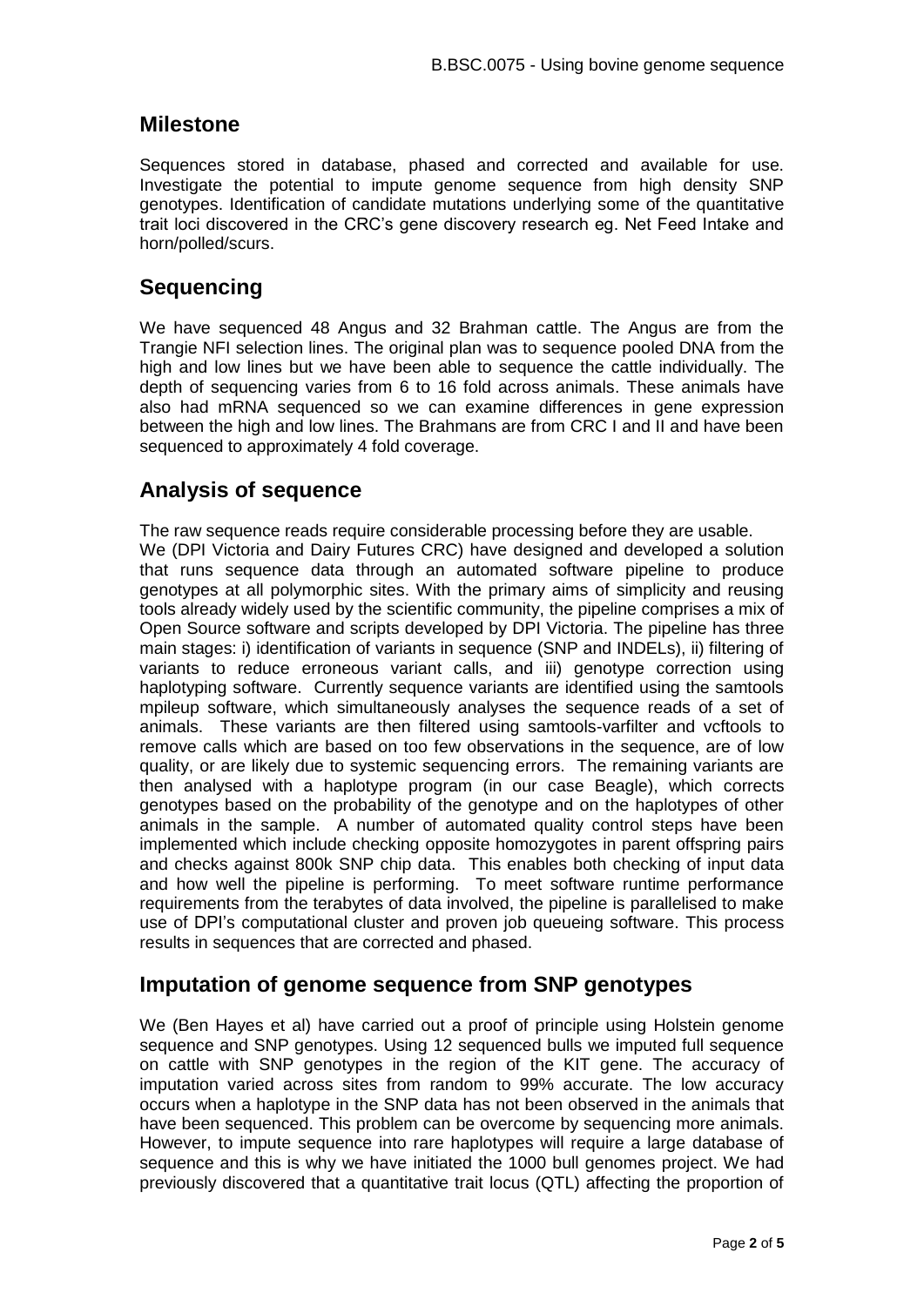## Milestone

Sequences stored in database, phased and corrected and available for use. Investigate the potential to impute genome sequence from high density SNP genotypes. Identification of candidate mutations underlying some of the quantitative trait loci discovered in the CRC's gene discovery research eg. Net Feed Intake and horn/polled/scurs.

## Sequencing

We have sequenced 48 Angus and 32 Brahman cattle. The Angus are from the Trangie NFI selection lines. The original plan was to sequence pooled DNA from the high and low lines but we have been able to sequence the cattle individually. The depth of sequencing varies from 6 to 16 fold across animals. These animals have also had mRNA sequenced so we can examine differences in gene expression between the high and low lines. The Brahmans are from CRC I and II and have been sequenced to approximately 4 fold coverage.

## Analysis of sequence

The raw sequence reads require considerable processing before they are usable.

We (DPI Victoria and Dairy Futures CRC) have designed and developed a solution that runs sequence data through an automated software pipeline to produce genotypes at all polymorphic sites. With the primary aims of simplicity and reusing tools already widely used by the scientific community, the pipeline comprises a mix of Open Source software and scripts developed by DPI Victoria. The pipeline has three main stages: i) identification of variants in sequence (SNP and INDELs), ii) filtering of variants to reduce erroneous variant calls, and iii) genotype correction using haplotyping software. Currently sequence variants are identified using the samtools mpileup software, which simultaneously analyses the sequence reads of a set of animals. These variants are then filtered using samtools-varfilter and vcftools to remove calls which are based on too few observations in the sequence, are of low quality, or are likely due to systemic sequencing errors. The remaining variants are then analysed with a haplotype program (in our case Beagle), which corrects genotypes based on the probability of the genotype and on the haplotypes of other animals in the sample. A number of automated quality control steps have been implemented which include checking opposite homozygotes in parent offspring pairs and checks against 800k SNP chip data. This enables both checking of input data and how well the pipeline is performing. To meet software runtime performance requirements from the terabytes of data involved, the pipeline is parallelised to make use of DPI's computational cluster and proven job queueing software. This process results in sequences that are corrected and phased.

## Imputation of genome sequence from SNP genotypes

We (Ben Hayes et al) have carried out a proof of principle using Holstein genome sequence and SNP genotypes. Using 12 sequenced bulls we imputed full sequence on cattle with SNP genotypes in the region of the KIT gene. The accuracy of imputation varied across sites from random to 99% accurate. The low accuracy occurs when a haplotype in the SNP data has not been observed in the animals that have been sequenced. This problem can be overcome by sequencing more animals. However, to impute sequence into rare haplotypes will require a large database of sequence and this is why we have initiated the 1000 bull genomes project. We had previously discovered that a quantitative trait locus (QTL) affecting the proportion of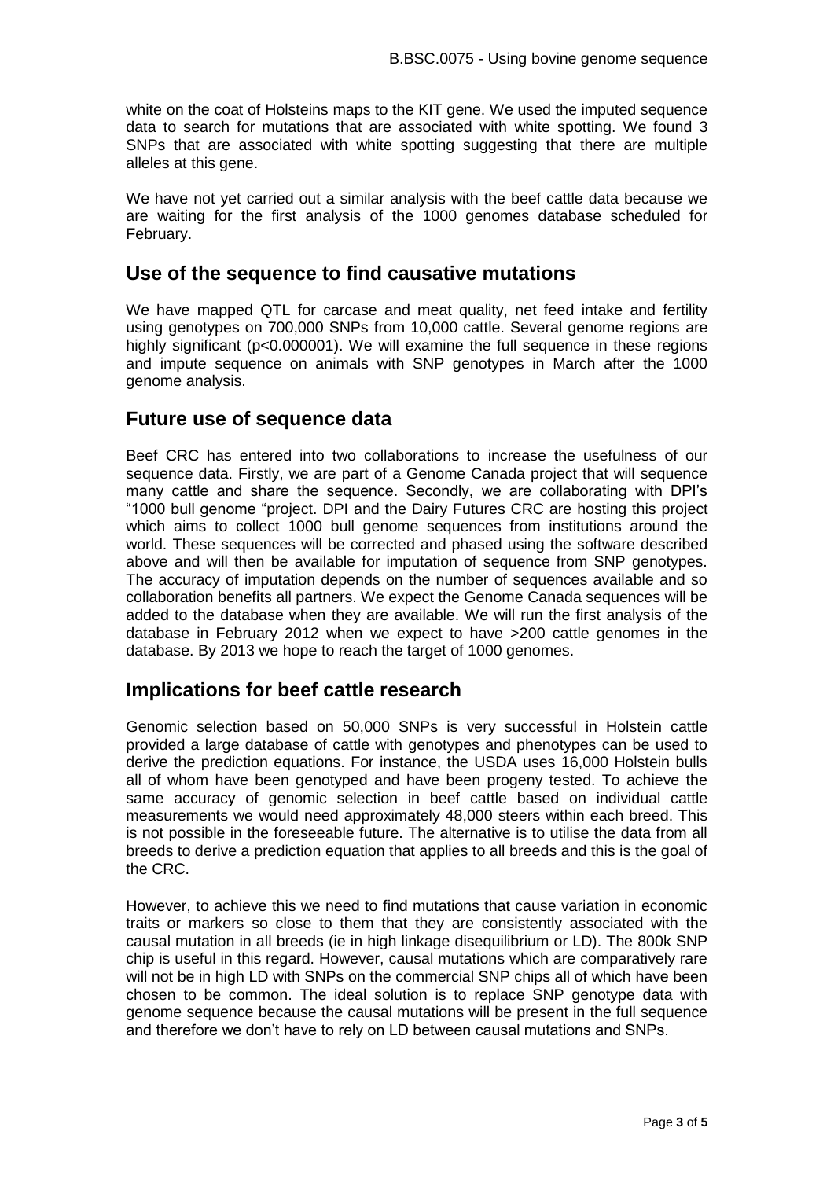white on the coat of Holsteins maps to the KIT gene. We used the imputed sequence data to search for mutations that are associated with white spotting. We found 3 SNPs that are associated with white spotting suggesting that there are multiple alleles at this gene.

We have not yet carried out a similar analysis with the beef cattle data because we are waiting for the first analysis of the 1000 genomes database scheduled for February.

## Use of the sequence to find causative mutations

We have mapped QTL for carcase and meat quality, net feed intake and fertility using genotypes on 700,000 SNPs from 10,000 cattle. Several genome regions are highly significant ($p<0.000001$). We will examine the full sequence in these regions and impute sequence on animals with SNP genotypes in March after the 1000 genome analysis.

## Future use of sequence data

Beef CRC has entered into two collaborations to increase the usefulness of our sequence data. Firstly, we are part of a Genome Canada project that will sequence many cattle and share the sequence. Secondly, we are collaborating with DPI's "1000 bull genome "project. DPI and the Dairy Futures CRC are hosting this project which aims to collect 1000 bull genome sequences from institutions around the world. These sequences will be corrected and phased using the software described above and will then be available for imputation of sequence from SNP genotypes. The accuracy of imputation depends on the number of sequences available and so collaboration benefits all partners. We expect the Genome Canada sequences will be added to the database when they are available. We will run the first analysis of the database in February 2012 when we expect to have >200 cattle genomes in the database. By 2013 we hope to reach the target of 1000 genomes.

## Implications for beef cattle research

Genomic selection based on 50,000 SNPs is very successful in Holstein cattle provided a large database of cattle with genotypes and phenotypes can be used to derive the prediction equations. For instance, the USDA uses 16,000 Holstein bulls all of whom have been genotyped and have been progeny tested. To achieve the same accuracy of genomic selection in beef cattle based on individual cattle measurements we would need approximately 48,000 steers within each breed. This is not possible in the foreseeable future. The alternative is to utilise the data from all breeds to derive a prediction equation that applies to all breeds and this is the goal of the CRC.

However, to achieve this we need to find mutations that cause variation in economic traits or markers so close to them that they are consistently associated with the causal mutation in all breeds (ie in high linkage disequilibrium or LD). The 800k SNP chip is useful in this regard. However, causal mutations which are comparatively rare will not be in high LD with SNPs on the commercial SNP chips all of which have been chosen to be common. The ideal solution is to replace SNP genotype data with genome sequence because the causal mutations will be present in the full sequence and therefore we don't have to rely on LD between causal mutations and SNPs.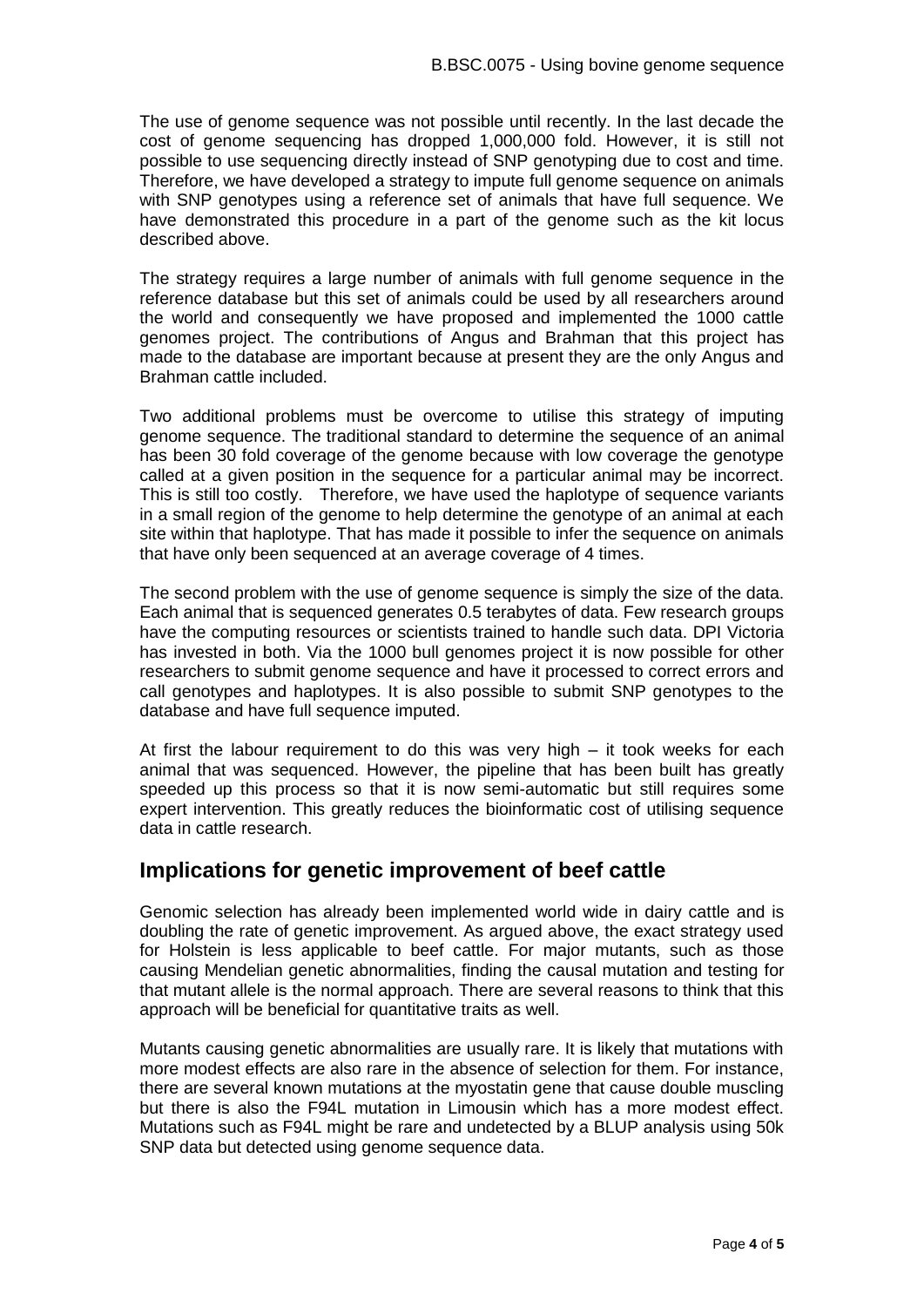The use of genome sequence was not possible until recently. In the last decade the cost of genome sequencing has dropped 1,000,000 fold. However, it is still not possible to use sequencing directly instead of SNP genotyping due to cost and time. Therefore, we have developed a strategy to impute full genome sequence on animals with SNP genotypes using a reference set of animals that have full sequence. We have demonstrated this procedure in a part of the genome such as the kit locus described above.

The strategy requires a large number of animals with full genome sequence in the reference database but this set of animals could be used by all researchers around the world and consequently we have proposed and implemented the 1000 cattle genomes project. The contributions of Angus and Brahman that this project has made to the database are important because at present they are the only Angus and Brahman cattle included.

Two additional problems must be overcome to utilise this strategy of imputing genome sequence. The traditional standard to determine the sequence of an animal has been 30 fold coverage of the genome because with low coverage the genotype called at a given position in the sequence for a particular animal may be incorrect. This is still too costly. Therefore, we have used the haplotype of sequence variants in a small region of the genome to help determine the genotype of an animal at each site within that haplotype. That has made it possible to infer the sequence on animals that have only been sequenced at an average coverage of 4 times.

The second problem with the use of genome sequence is simply the size of the data. Each animal that is sequenced generates 0.5 terabytes of data. Few research groups have the computing resources or scientists trained to handle such data. DPI Victoria has invested in both. Via the 1000 bull genomes project it is now possible for other researchers to submit genome sequence and have it processed to correct errors and call genotypes and haplotypes. It is also possible to submit SNP genotypes to the database and have full sequence imputed.

At first the labour requirement to do this was very high – it took weeks for each animal that was sequenced. However, the pipeline that has been built has greatly speeded up this process so that it is now semi-automatic but still requires some expert intervention. This greatly reduces the bioinformatic cost of utilising sequence data in cattle research.

## Implications for genetic improvement of beef cattle

Genomic selection has already been implemented world wide in dairy cattle and is doubling the rate of genetic improvement. As argued above, the exact strategy used for Holstein is less applicable to beef cattle. For major mutants, such as those causing Mendelian genetic abnormalities, finding the causal mutation and testing for that mutant allele is the normal approach. There are several reasons to think that this approach will be beneficial for quantitative traits as well.

Mutants causing genetic abnormalities are usually rare. It is likely that mutations with more modest effects are also rare in the absence of selection for them. For instance, there are several known mutations at the myostatin gene that cause double muscling but there is also the F94L mutation in Limousin which has a more modest effect. Mutations such as F94L might be rare and undetected by a BLUP analysis using 50k SNP data but detected using genome sequence data.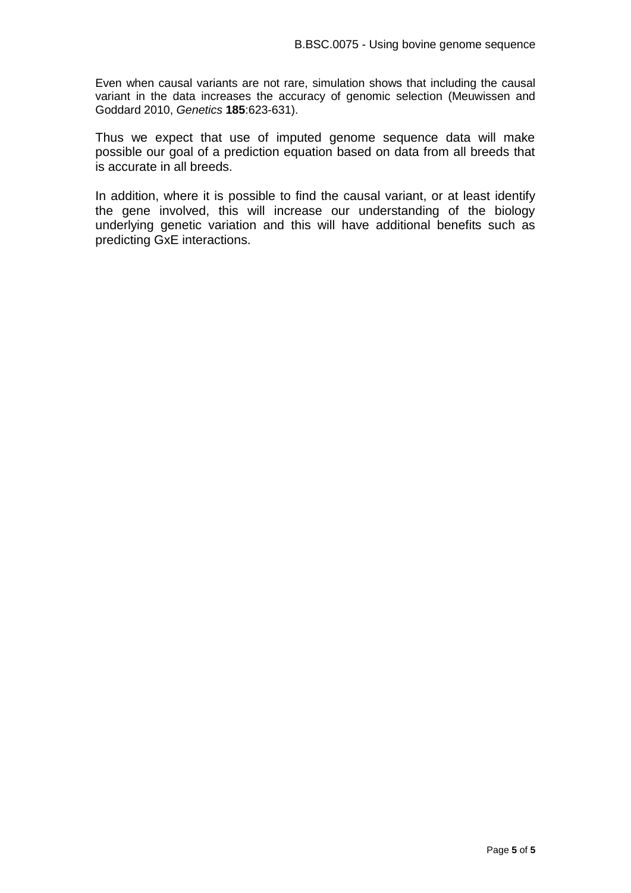Even when causal variants are not rare, simulation shows that including the causal variant in the data increases the accuracy of genomic selection (Meuwissen and Goddard 2010, *Genetics* **185**:623-631).

Thus we expect that use of imputed genome sequence data will make possible our goal of a prediction equation based on data from all breeds that is accurate in all breeds.

In addition, where it is possible to find the causal variant, or at least identify the gene involved, this will increase our understanding of the biology underlying genetic variation and this will have additional benefits such as predicting GxE interactions.